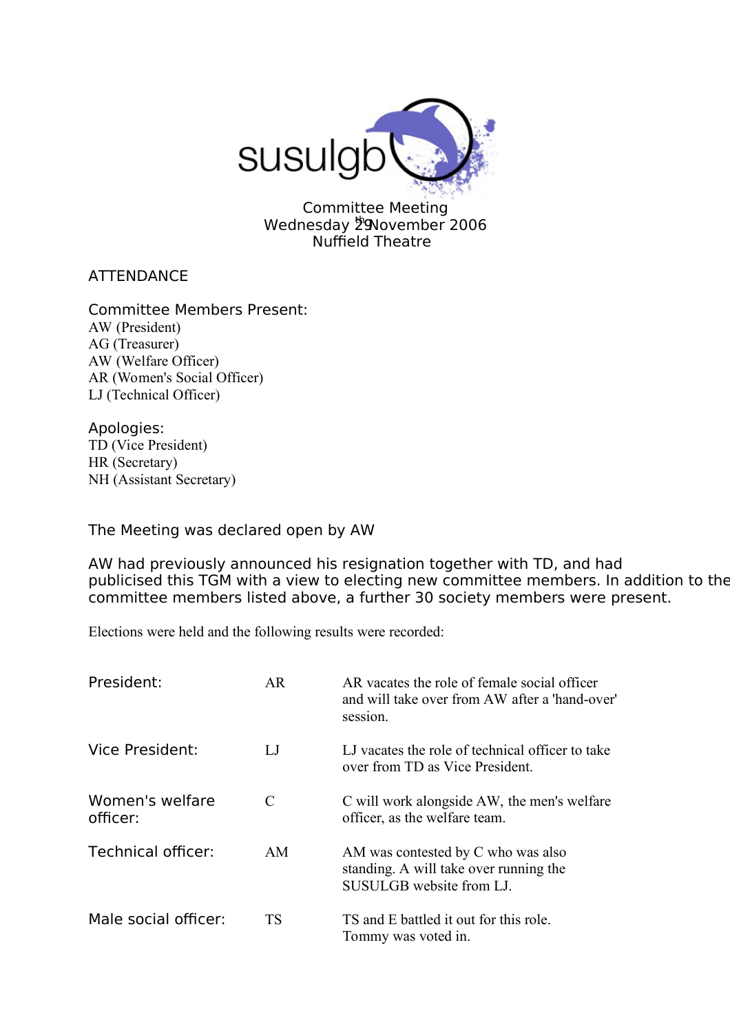susulgb

Committee Meeting
Wednesday 29th November 2006
Nuffield Theatre

ATTENDANCE

Committee Members Present:
AW (President)
AG (Treasurer)
AW (Welfare Officer)
AR (Women's Social Officer)
LJ (Technical Officer)

Apologies:
TD (Vice President)
HR (Secretary)
NH (Assistant Secretary)

The Meeting was declared open by AW

AW had previously announced his resignation together with TD, and had publicised this TGM with a view to electing new committee members. In addition to the committee members listed above, a further 30 society members were present.

Elections were held and the following results were recorded:

| | | |
|---|---|---|
| President: | AR | AR vacates the role of female social officer and will take over from AW after a 'hand-over' session. |
| Vice President: | LJ | LJ vacates the role of technical officer to take over from TD as Vice President. |
| Women's welfare officer: | C | C will work alongside AW, the men's welfare officer, as the welfare team. |
| Technical officer: | AM | AM was contested by C who was also standing. A will take over running the SUSULGB website from LJ. |
| Male social officer: | TS | TS and E battled it out for this role. Tommy was voted in. |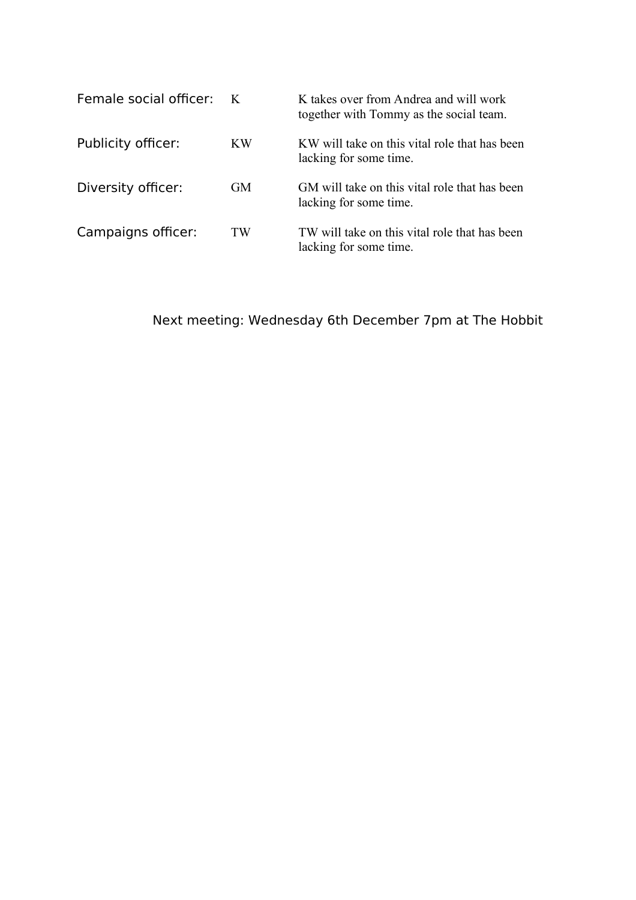| | | |
|---|---|---|
| Female social officer: | K | K takes over from Andrea and will work together with Tommy as the social team. |
| Publicity officer: | KW | KW will take on this vital role that has been lacking for some time. |
| Diversity officer: | GM | GM will take on this vital role that has been lacking for some time. |
| Campaigns officer: | TW | TW will take on this vital role that has been lacking for some time. |

Next meeting: Wednesday 6th December 7pm at The Hobbit